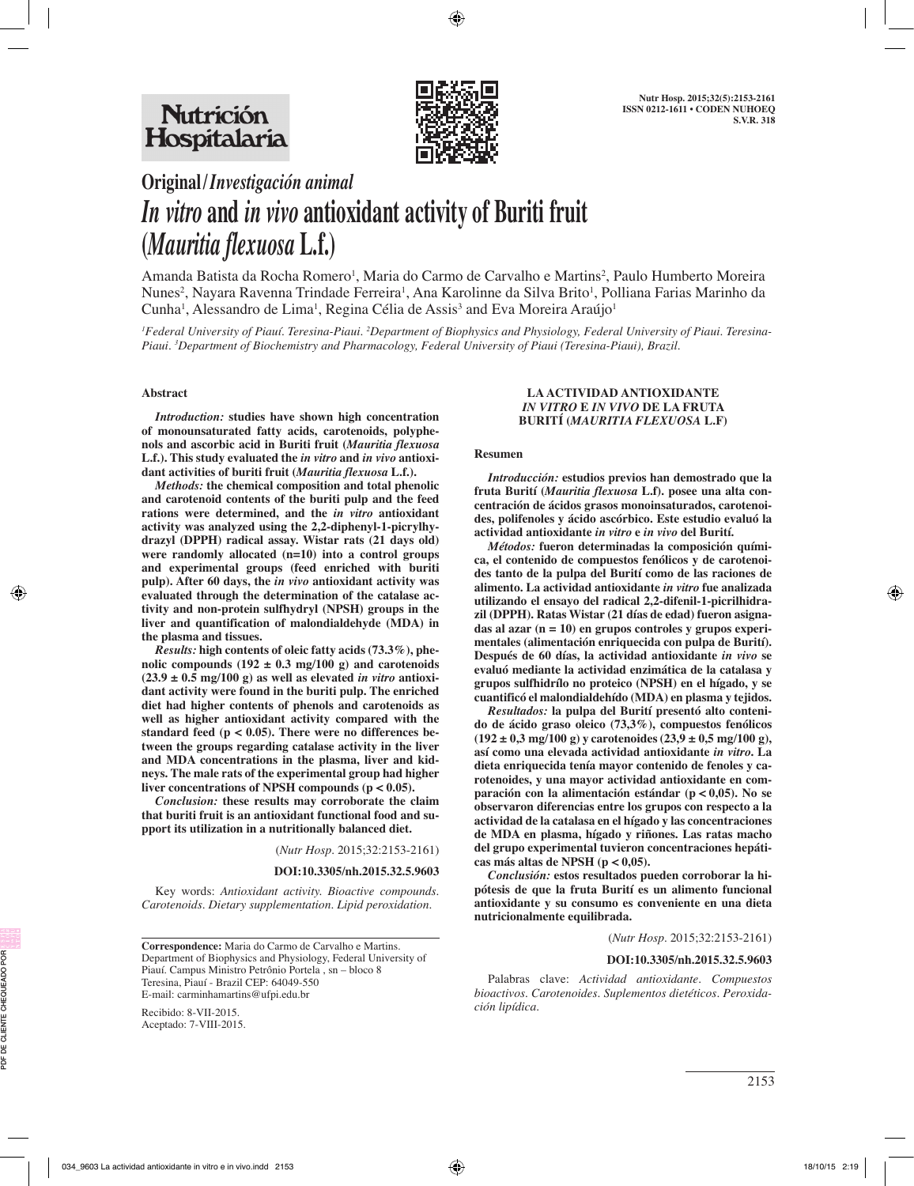# Original/*Investigación animal*

# *In vitro* and *in vivo* antioxidant activity of Buriti fruit (*Mauritia flexuosa* L.f.)

Amanda Batista da Rocha Romero[1], Maria do Carmo de Carvalho e Martins[2], Paulo Humberto Moreira Nunes[2], Nayara Ravenna Trindade Ferreira[1], Ana Karolinne da Silva Brito[1], Polliana Farias Marinho da Cunha[1], Alessandro de Lima[1], Regina Célia de Assis[3] and Eva Moreira Araújo[1]

*[1]Federal University of Piauí. Teresina-Piauí. [2]Department of Biophysics and Physiology, Federal University of Piaui. Teresina-Piaui. [3]Department of Biochemistry and Pharmacology, Federal University of Piaui (Teresina-Piaui), Brazil.*

## Abstract

***Introduction:*** **studies have shown high concentration of monounsaturated fatty acids, carotenoids, polyphenols and ascorbic acid in Buriti fruit (*Mauritia flexuosa* L.f.). This study evaluated the *in vitro* and *in vivo* antioxidant activities of buriti fruit (*Mauritia flexuosa* L.f.).**

***Methods:*** **the chemical composition and total phenolic and carotenoid contents of the buriti pulp and the feed rations were determined, and the *in vitro* antioxidant activity was analyzed using the 2,2-diphenyl-1-picrylhydrazyl (DPPH) radical assay. Wistar rats (21 days old) were randomly allocated (n=10) into a control groups and experimental groups (feed enriched with buriti pulp). After 60 days, the *in vivo* antioxidant activity was evaluated through the determination of the catalase activity and non-protein sulfhydryl (NPSH) groups in the liver and quantification of malondialdehyde (MDA) in the plasma and tissues.**

***Results:*** **high contents of oleic fatty acids (73.3%), phenolic compounds (192 ± 0.3 mg/100 g) and carotenoids (23.9 ± 0.5 mg/100 g) as well as elevated *in vitro* antioxidant activity were found in the buriti pulp. The enriched diet had higher contents of phenols and carotenoids as well as higher antioxidant activity compared with the standard feed ($p < 0.05$). There were no differences between the groups regarding catalase activity in the liver and MDA concentrations in the plasma, liver and kidneys. The male rats of the experimental group had higher liver concentrations of NPSH compounds ($p < 0.05$).**

***Conclusion:*** **these results may corroborate the claim that buriti fruit is an antioxidant functional food and support its utilization in a nutritionally balanced diet.**

(*Nutr Hosp.* 2015;32:2153-2161)

**DOI:10.3305/nh.2015.32.5.9603**

Key words: *Antioxidant activity. Bioactive compounds. Carotenoids. Dietary supplementation. Lipid peroxidation.*

## LA ACTIVIDAD ANTIOXIDANTE *IN VITRO* E *IN VIVO* DE LA FRUTA BURITÍ (*MAURITIA FLEXUOSA* L.F)

## Resumen

***Introducción:*** **estudios previos han demostrado que la fruta Burití (*Mauritia flexuosa* L.f). posee una alta concentración de ácidos grasos monoinsaturados, carotenoides, polifenoles y ácido ascórbico. Este estudio evaluó la actividad antioxidante *in vitro* e *in vivo* del Burití.**

***Métodos:*** **fueron determinadas la composición química, el contenido de compuestos fenólicos y de carotenoides tanto de la pulpa del Burití como de las raciones de alimento. La actividad antioxidante *in vitro* fue analizada utilizando el ensayo del radical 2,2-difenil-1-picrilhidrazil (DPPH). Ratas Wistar (21 días de edad) fueron asignadas al azar (n = 10) en grupos controles y grupos experimentales (alimentación enriquecida con pulpa de Burití). Después de 60 días, la actividad antioxidante *in vivo* se evaluó mediante la actividad enzimática de la catalasa y grupos sulfhidrílo no proteico (NPSH) en el hígado, y se cuantificó el malondialdehído (MDA) en plasma y tejidos.**

***Resultados:*** **la pulpa del Burití presentó alto contenido de ácido graso oleico (73,3%), compuestos fenólicos (192 ± 0,3 mg/100 g) y carotenoides (23,9 ± 0,5 mg/100 g), así como una elevada actividad antioxidante *in vitro*. La dieta enriquecida tenía mayor contenido de fenoles y carotenoides, y una mayor actividad antioxidante en comparación con la alimentación estándar ($p < 0,05$). No se observaron diferencias entre los grupos con respecto a la actividad de la catalasa en el hígado y las concentraciones de MDA en plasma, hígado y riñones. Las ratas macho del grupo experimental tuvieron concentraciones hepáticas más altas de NPSH ($p < 0,05$).**

***Conclusión:*** **estos resultados pueden corroborar la hipótesis de que la fruta Burití es un alimento funcional antioxidante y su consumo es conveniente en una dieta nutricionalmente equilibrada.**

(*Nutr Hosp.* 2015;32:2153-2161)

**DOI:10.3305/nh.2015.32.5.9603**

Palabras clave: *Actividad antioxidante. Compuestos bioactivos. Carotenoides. Suplementos dietéticos. Peroxidación lipídica.*

---

**Correspondence:** Maria do Carmo de Carvalho e Martins.
Department of Biophysics and Physiology, Federal University of Piauí. Campus Ministro Petrônio Portela , sn – bloco 8
Teresina, Piauí - Brazil CEP: 64049-550
E-mail: carminhamartins@ufpi.edu.br

Recibido: 8-VII-2015.
Aceptado: 7-VIII-2015.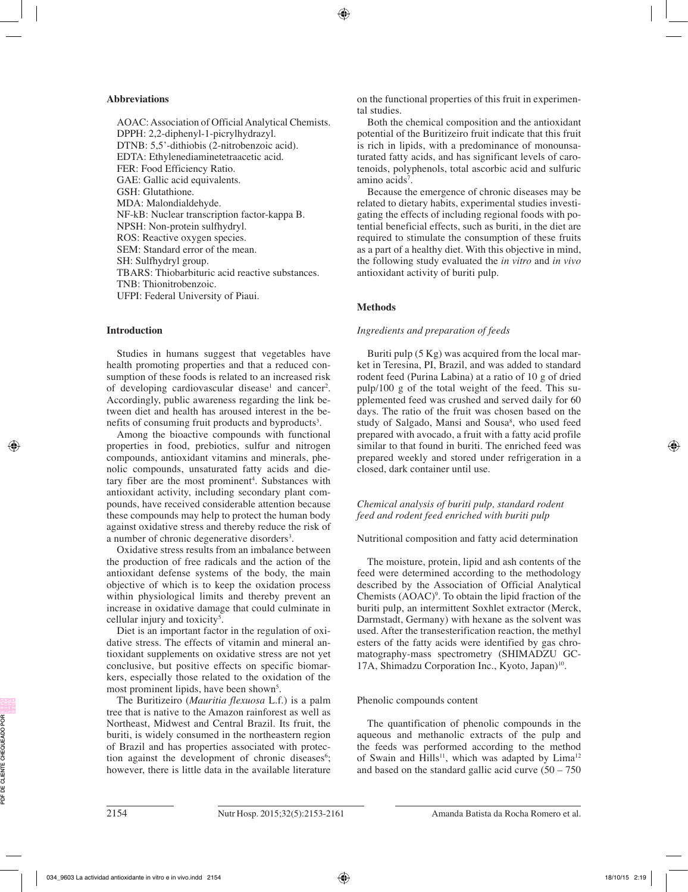### Abbreviations

AOAC: Association of Official Analytical Chemists.
DPPH: 2,2-diphenyl-1-picrylhydrazyl.
DTNB: 5,5'-dithiobis (2-nitrobenzoic acid).
EDTA: Ethylenediaminetetraacetic acid.
FER: Food Efficiency Ratio.
GAE: Gallic acid equivalents.
GSH: Glutathione.
MDA: Malondialdehyde.
NF-kB: Nuclear transcription factor-kappa B.
NPSH: Non-protein sulfhydryl.
ROS: Reactive oxygen species.
SEM: Standard error of the mean.
SH: Sulfhydryl group.
TBARS: Thiobarbituric acid reactive substances.
TNB: Thionitrobenzoic.
UFPI: Federal University of Piaui.

### Introduction

Studies in humans suggest that vegetables have health promoting properties and that a reduced consumption of these foods is related to an increased risk of developing cardiovascular disease[1] and cancer[2]. Accordingly, public awareness regarding the link between diet and health has aroused interest in the benefits of consuming fruit products and byproducts[3].

Among the bioactive compounds with functional properties in food, prebiotics, sulfur and nitrogen compounds, antioxidant vitamins and minerals, phenolic compounds, unsaturated fatty acids and dietary fiber are the most prominent[4]. Substances with antioxidant activity, including secondary plant compounds, have received considerable attention because these compounds may help to protect the human body against oxidative stress and thereby reduce the risk of a number of chronic degenerative disorders[3].

Oxidative stress results from an imbalance between the production of free radicals and the action of the antioxidant defense systems of the body, the main objective of which is to keep the oxidation process within physiological limits and thereby prevent an increase in oxidative damage that could culminate in cellular injury and toxicity[5].

Diet is an important factor in the regulation of oxidative stress. The effects of vitamin and mineral antioxidant supplements on oxidative stress are not yet conclusive, but positive effects on specific biomarkers, especially those related to the oxidation of the most prominent lipids, have been shown[5].

The Buritizeiro (*Mauritia flexuosa* L.f.) is a palm tree that is native to the Amazon rainforest as well as Northeast, Midwest and Central Brazil. Its fruit, the buriti, is widely consumed in the northeastern region of Brazil and has properties associated with protection against the development of chronic diseases[6]; however, there is little data in the available literature on the functional properties of this fruit in experimental studies.

Both the chemical composition and the antioxidant potential of the Buritizeiro fruit indicate that this fruit is rich in lipids, with a predominance of monounsaturated fatty acids, and has significant levels of carotenoids, polyphenols, total ascorbic acid and sulfuric amino acids[7].

Because the emergence of chronic diseases may be related to dietary habits, experimental studies investigating the effects of including regional foods with potential beneficial effects, such as buriti, in the diet are required to stimulate the consumption of these fruits as a part of a healthy diet. With this objective in mind, the following study evaluated the *in vitro* and *in vivo* antioxidant activity of buriti pulp.

### Methods

#### *Ingredients and preparation of feeds*

Buriti pulp (5 Kg) was acquired from the local market in Teresina, PI, Brazil, and was added to standard rodent feed (Purina Labina) at a ratio of 10 g of dried pulp/100 g of the total weight of the feed. This supplemented feed was crushed and served daily for 60 days. The ratio of the fruit was chosen based on the study of Salgado, Mansi and Sousa[8], who used feed prepared with avocado, a fruit with a fatty acid profile similar to that found in buriti. The enriched feed was prepared weekly and stored under refrigeration in a closed, dark container until use.

#### *Chemical analysis of buriti pulp, standard rodent feed and rodent feed enriched with buriti pulp*

Nutritional composition and fatty acid determination

The moisture, protein, lipid and ash contents of the feed were determined according to the methodology described by the Association of Official Analytical Chemists (AOAC)[9]. To obtain the lipid fraction of the buriti pulp, an intermittent Soxhlet extractor (Merck, Darmstadt, Germany) with hexane as the solvent was used. After the transesterification reaction, the methyl esters of the fatty acids were identified by gas chromatography-mass spectrometry (SHIMADZU GC-17A, Shimadzu Corporation Inc., Kyoto, Japan)[10].

Phenolic compounds content

The quantification of phenolic compounds in the aqueous and methanolic extracts of the pulp and the feeds was performed according to the method of Swain and Hills[11], which was adapted by Lima[12] and based on the standard gallic acid curve (50 – 750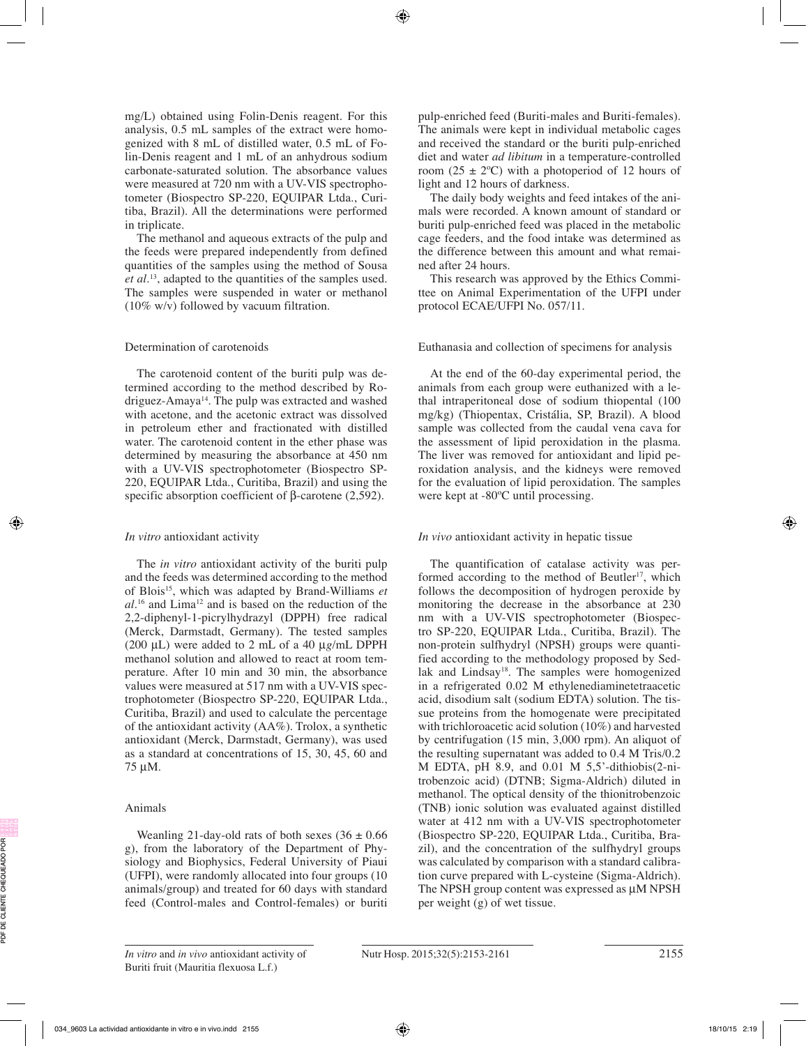mg/L) obtained using Folin-Denis reagent. For this analysis, 0.5 mL samples of the extract were homogenized with 8 mL of distilled water, 0.5 mL of Folin-Denis reagent and 1 mL of an anhydrous sodium carbonate-saturated solution. The absorbance values were measured at 720 nm with a UV-VIS spectrophotometer (Biospectro SP-220, EQUIPAR Ltda., Curitiba, Brazil). All the determinations were performed in triplicate.

The methanol and aqueous extracts of the pulp and the feeds were prepared independently from defined quantities of the samples using the method of Sousa *et al*.[13], adapted to the quantities of the samples used. The samples were suspended in water or methanol (10% w/v) followed by vacuum filtration.

## Determination of carotenoids

The carotenoid content of the buriti pulp was determined according to the method described by Rodriguez-Amaya[14]. The pulp was extracted and washed with acetone, and the acetonic extract was dissolved in petroleum ether and fractionated with distilled water. The carotenoid content in the ether phase was determined by measuring the absorbance at 450 nm with a UV-VIS spectrophotometer (Biospectro SP-220, EQUIPAR Ltda., Curitiba, Brazil) and using the specific absorption coefficient of β-carotene (2,592).

## *In vitro* antioxidant activity

The *in vitro* antioxidant activity of the buriti pulp and the feeds was determined according to the method of Blois[15], which was adapted by Brand-Williams *et al*.[16] and Lima[12] and is based on the reduction of the 2,2-diphenyl-1-picrylhydrazyl (DPPH) free radical (Merck, Darmstadt, Germany). The tested samples (200 μL) were added to 2 mL of a 40 μg/mL DPPH methanol solution and allowed to react at room temperature. After 10 min and 30 min, the absorbance values were measured at 517 nm with a UV-VIS spectrophotometer (Biospectro SP-220, EQUIPAR Ltda., Curitiba, Brazil) and used to calculate the percentage of the antioxidant activity (AA%). Trolox, a synthetic antioxidant (Merck, Darmstadt, Germany), was used as a standard at concentrations of 15, 30, 45, 60 and 75 μM.

## Animals

Weanling 21-day-old rats of both sexes (36 ± 0.66 g), from the laboratory of the Department of Physiology and Biophysics, Federal University of Piaui (UFPI), were randomly allocated into four groups (10 animals/group) and treated for 60 days with standard feed (Control-males and Control-females) or buriti pulp-enriched feed (Buriti-males and Buriti-females). The animals were kept in individual metabolic cages and received the standard or the buriti pulp-enriched diet and water *ad libitum* in a temperature-controlled room (25 ± 2ºC) with a photoperiod of 12 hours of light and 12 hours of darkness.

The daily body weights and feed intakes of the animals were recorded. A known amount of standard or buriti pulp-enriched feed was placed in the metabolic cage feeders, and the food intake was determined as the difference between this amount and what remained after 24 hours.

This research was approved by the Ethics Committee on Animal Experimentation of the UFPI under protocol ECAE/UFPI No. 057/11.

## Euthanasia and collection of specimens for analysis

At the end of the 60-day experimental period, the animals from each group were euthanized with a lethal intraperitoneal dose of sodium thiopental (100 mg/kg) (Thiopentax, Cristália, SP, Brazil). A blood sample was collected from the caudal vena cava for the assessment of lipid peroxidation in the plasma. The liver was removed for antioxidant and lipid peroxidation analysis, and the kidneys were removed for the evaluation of lipid peroxidation. The samples were kept at -80ºC until processing.

## *In vivo* antioxidant activity in hepatic tissue

The quantification of catalase activity was performed according to the method of Beutler[17], which follows the decomposition of hydrogen peroxide by monitoring the decrease in the absorbance at 230 nm with a UV-VIS spectrophotometer (Biospectro SP-220, EQUIPAR Ltda., Curitiba, Brazil). The non-protein sulfhydryl (NPSH) groups were quantified according to the methodology proposed by Sedlak and Lindsay[18]. The samples were homogenized in a refrigerated 0.02 M ethylenediaminetetraacetic acid, disodium salt (sodium EDTA) solution. The tissue proteins from the homogenate were precipitated with trichloroacetic acid solution (10%) and harvested by centrifugation (15 min, 3,000 rpm). An aliquot of the resulting supernatant was added to 0.4 M Tris/0.2 M EDTA, pH 8.9, and 0.01 M 5,5'-dithiobis(2-nitrobenzoic acid) (DTNB; Sigma-Aldrich) diluted in methanol. The optical density of the thionitrobenzoic (TNB) ionic solution was evaluated against distilled water at 412 nm with a UV-VIS spectrophotometer (Biospectro SP-220, EQUIPAR Ltda., Curitiba, Brazil), and the concentration of the sulfhydryl groups was calculated by comparison with a standard calibration curve prepared with L-cysteine (Sigma-Aldrich). The NPSH group content was expressed as μM NPSH per weight (g) of wet tissue.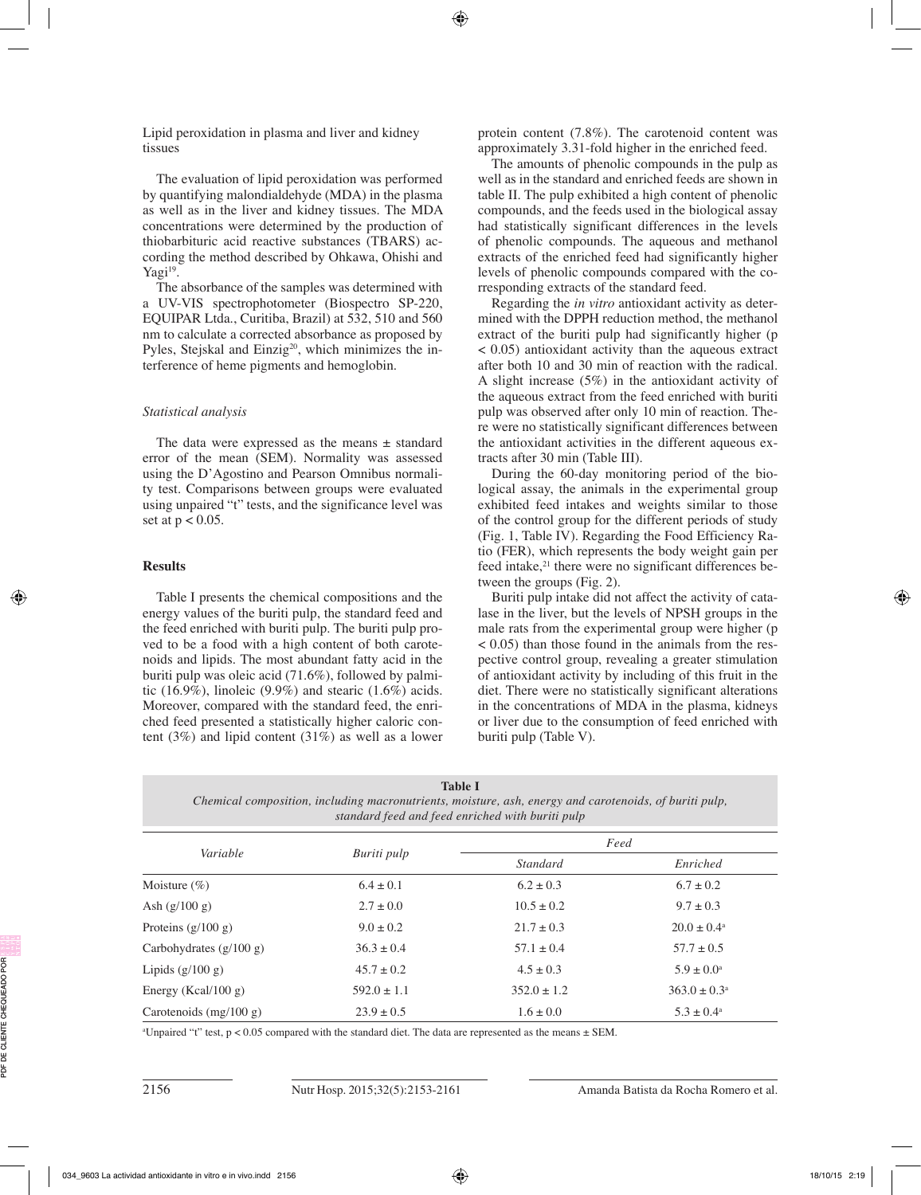Lipid peroxidation in plasma and liver and kidney tissues

The evaluation of lipid peroxidation was performed by quantifying malondialdehyde (MDA) in the plasma as well as in the liver and kidney tissues. The MDA concentrations were determined by the production of thiobarbituric acid reactive substances (TBARS) according the method described by Ohkawa, Ohishi and Yagi[19].

The absorbance of the samples was determined with a UV-VIS spectrophotometer (Biospectro SP-220, EQUIPAR Ltda., Curitiba, Brazil) at 532, 510 and 560 nm to calculate a corrected absorbance as proposed by Pyles, Stejskal and Einzig[20], which minimizes the interference of heme pigments and hemoglobin.

### *Statistical analysis*

The data were expressed as the means ± standard error of the mean (SEM). Normality was assessed using the D'Agostino and Pearson Omnibus normality test. Comparisons between groups were evaluated using unpaired "t" tests, and the significance level was set at $p < 0.05$.

## Results

Table I presents the chemical compositions and the energy values of the buriti pulp, the standard feed and the feed enriched with buriti pulp. The buriti pulp proved to be a food with a high content of both carotenoids and lipids. The most abundant fatty acid in the buriti pulp was oleic acid (71.6%), followed by palmitic (16.9%), linoleic (9.9%) and stearic (1.6%) acids. Moreover, compared with the standard feed, the enriched feed presented a statistically higher caloric content (3%) and lipid content (31%) as well as a lower protein content (7.8%). The carotenoid content was approximately 3.31-fold higher in the enriched feed.

The amounts of phenolic compounds in the pulp as well as in the standard and enriched feeds are shown in table II. The pulp exhibited a high content of phenolic compounds, and the feeds used in the biological assay had statistically significant differences in the levels of phenolic compounds. The aqueous and methanol extracts of the enriched feed had significantly higher levels of phenolic compounds compared with the corresponding extracts of the standard feed.

Regarding the *in vitro* antioxidant activity as determined with the DPPH reduction method, the methanol extract of the buriti pulp had significantly higher ($p < 0.05$) antioxidant activity than the aqueous extract after both 10 and 30 min of reaction with the radical. A slight increase (5%) in the antioxidant activity of the aqueous extract from the feed enriched with buriti pulp was observed after only 10 min of reaction. There were no statistically significant differences between the antioxidant activities in the different aqueous extracts after 30 min (Table III).

During the 60-day monitoring period of the biological assay, the animals in the experimental group exhibited feed intakes and weights similar to those of the control group for the different periods of study (Fig. 1, Table IV). Regarding the Food Efficiency Ratio (FER), which represents the body weight gain per feed intake,[21] there were no significant differences between the groups (Fig. 2).

Buriti pulp intake did not affect the activity of catalase in the liver, but the levels of NPSH groups in the male rats from the experimental group were higher ($p < 0.05$) than those found in the animals from the respective control group, revealing a greater stimulation of antioxidant activity by including of this fruit in the diet. There were no statistically significant alterations in the concentrations of MDA in the plasma, kidneys or liver due to the consumption of feed enriched with buriti pulp (Table V).

**Table I**
*Chemical composition, including macronutrients, moisture, ash, energy and carotenoids, of buriti pulp, standard feed and feed enriched with buriti pulp*

| Variable | Buriti pulp | Feed | |
|---|---|---|---|
| | | *Standard* | *Enriched* |
| Moisture (%) | 6.4 ± 0.1 | 6.2 ± 0.3 | 6.7 ± 0.2 |
| Ash (g/100 g) | 2.7 ± 0.0 | 10.5 ± 0.2 | 9.7 ± 0.3 |
| Proteins (g/100 g) | 9.0 ± 0.2 | 21.7 ± 0.3 | 20.0 ± 0.4[a] |
| Carbohydrates (g/100 g) | 36.3 ± 0.4 | 57.1 ± 0.4 | 57.7 ± 0.5 |
| Lipids (g/100 g) | 45.7 ± 0.2 | 4.5 ± 0.3 | 5.9 ± 0.0[a] |
| Energy (Kcal/100 g) | 592.0 ± 1.1 | 352.0 ± 1.2 | 363.0 ± 0.3[a] |
| Carotenoids (mg/100 g) | 23.9 ± 0.5 | 1.6 ± 0.0 | 5.3 ± 0.4[a] |

[a]Unpaired "t" test, $p < 0.05$ compared with the standard diet. The data are represented as the means ± SEM.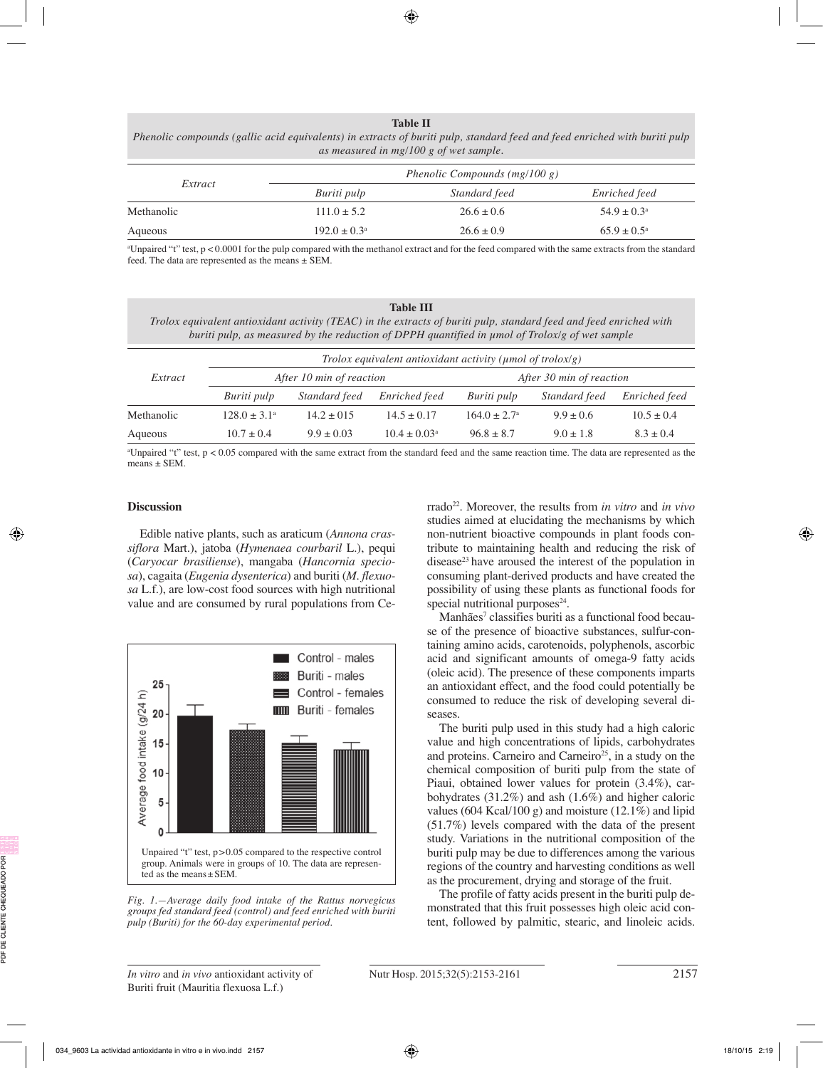**Table II**
*Phenolic compounds (gallic acid equivalents) in extracts of buriti pulp, standard feed and feed enriched with buriti pulp as measured in mg/100 g of wet sample.*

| *Extract* | *Phenolic Compounds (mg/100 g)* | | |
|---|---|---|---|
| | *Buriti pulp* | *Standard feed* | *Enriched feed* |
| Methanolic | 111.0 ± 5.2 | 26.6 ± 0.6 | 54.9 ± 0.3[a] |
| Aqueous | 192.0 ± 0.3[a] | 26.6 ± 0.9 | 65.9 ± 0.5[a] |

[a]Unpaired "t" test, p < 0.0001 for the pulp compared with the methanol extract and for the feed compared with the same extracts from the standard feed. The data are represented as the means ± SEM.

**Table III**
*Trolox equivalent antioxidant activity (TEAC) in the extracts of buriti pulp, standard feed and feed enriched with buriti pulp, as measured by the reduction of DPPH quantified in µmol of Trolox/g of wet sample*

| *Extract* | *Trolox equivalent antioxidant activity (µmol of trolox/g)* | | | | | |
|---|---|---|---|---|---|---|
| | *After 10 min of reaction* | | | *After 30 min of reaction* | | |
| | *Buriti pulp* | *Standard feed* | *Enriched feed* | *Buriti pulp* | *Standard feed* | *Enriched feed* |
| Methanolic | 128.0 ± 3.1[a] | 14.2 ± 015 | 14.5 ± 0.17 | 164.0 ± 2.7[a] | 9.9 ± 0.6 | 10.5 ± 0.4 |
| Aqueous | 10.7 ± 0.4 | 9.9 ± 0.03 | 10.4 ± 0.03[a] | 96.8 ± 8.7 | 9.0 ± 1.8 | 8.3 ± 0.4 |

[a]Unpaired "t" test, p < 0.05 compared with the same extract from the standard feed and the same reaction time. The data are represented as the means ± SEM.

## Discussion

Edible native plants, such as araticum (*Annona crassiflora* Mart.), jatoba (*Hymenaea courbaril* L.), pequi (*Caryocar brasiliense*), mangaba (*Hancornia speciosa*), cagaita (*Eugenia dysenterica*) and buriti (*M. flexuosa* L.f.), are low-cost food sources with high nutritional value and are consumed by rural populations from Cerrado[22]. Moreover, the results from *in vitro* and *in vivo* studies aimed at elucidating the mechanisms by which non-nutrient bioactive compounds in plant foods contribute to maintaining health and reducing the risk of disease[23] have aroused the interest of the population in consuming plant-derived products and have created the possibility of using these plants as functional foods for special nutritional purposes[24].

Unpaired "t" test, p > 0.05 compared to the respective control group. Animals were in groups of 10. The data are represented as the means ± SEM.

*Fig. 1.—Average daily food intake of the Rattus norvegicus groups fed standard feed (control) and feed enriched with buriti pulp (Buriti) for the 60-day experimental period.*

Manhães[7] classifies buriti as a functional food because of the presence of bioactive substances, sulfur-containing amino acids, carotenoids, polyphenols, ascorbic acid and significant amounts of omega-9 fatty acids (oleic acid). The presence of these components imparts an antioxidant effect, and the food could potentially be consumed to reduce the risk of developing several diseases.

The buriti pulp used in this study had a high caloric value and high concentrations of lipids, carbohydrates and proteins. Carneiro and Carneiro[25], in a study on the chemical composition of buriti pulp from the state of Piaui, obtained lower values for protein (3.4%), carbohydrates (31.2%) and ash (1.6%) and higher caloric values (604 Kcal/100 g) and moisture (12.1%) and lipid (51.7%) levels compared with the data of the present study. Variations in the nutritional composition of the buriti pulp may be due to differences among the various regions of the country and harvesting conditions as well as the procurement, drying and storage of the fruit.

The profile of fatty acids present in the buriti pulp demonstrated that this fruit possesses high oleic acid content, followed by palmitic, stearic, and linoleic acids.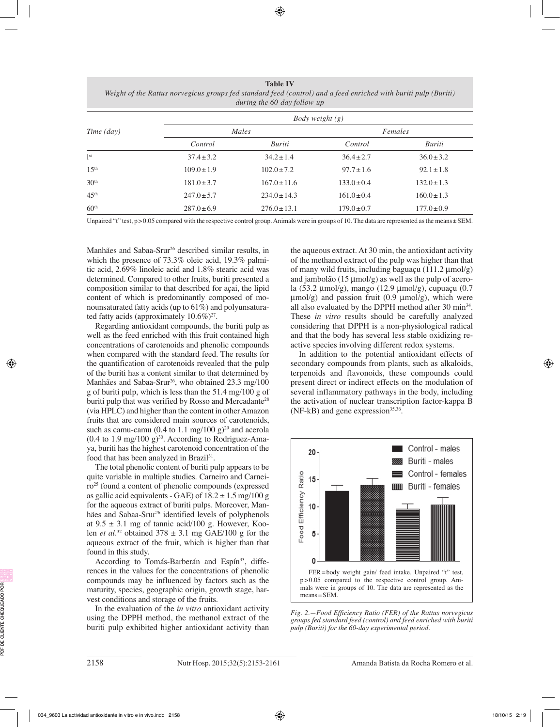**Table IV**
*Weight of the Rattus norvegicus groups fed standard feed (control) and a feed enriched with buriti pulp (Buriti) during the 60-day follow-up*

| Time (day) | Body weight (g) | | | |
|---|---|---|---|---|
| | Males | | Females | |
| | Control | Buriti | Control | Buriti |
| 1[st] | 37.4 ± 3.2 | 34.2 ± 1.4 | 36.4 ± 2.7 | 36.0 ± 3.2 |
| 15[th] | 109.0 ± 1.9 | 102.0 ± 7.2 | 97.7 ± 1.6 | 92.1 ± 1.8 |
| 30[th] | 181.0 ± 3.7 | 167.0 ± 11.6 | 133.0 ± 0.4 | 132.0 ± 1.3 |
| 45[th] | 247.0 ± 5.7 | 234.0 ± 14.3 | 161.0 ± 0.4 | 160.0 ± 1.3 |
| 60[th] | 287.0 ± 6.9 | 276.0 ± 13.1 | 179.0 ± 0.7 | 177.0 ± 0.9 |

Unpaired "t" test, $p > 0.05$ compared with the respective control group. Animals were in groups of 10. The data are represented as the means ± SEM.

Manhães and Sabaa-Srur[26] described similar results, in which the presence of 73.3% oleic acid, 19.3% palmitic acid, 2.69% linoleic acid and 1.8% stearic acid was determined. Compared to other fruits, buriti presented a composition similar to that described for açai, the lipid content of which is predominantly composed of monounsaturated fatty acids (up to 61%) and polyunsaturated fatty acids (approximately 10.6%)[27].

Regarding antioxidant compounds, the buriti pulp as well as the feed enriched with this fruit contained high concentrations of carotenoids and phenolic compounds when compared with the standard feed. The results for the quantification of carotenoids revealed that the pulp of the buriti has a content similar to that determined by Manhães and Sabaa-Srur[26], who obtained 23.3 mg/100 g of buriti pulp, which is less than the 51.4 mg/100 g of buriti pulp that was verified by Rosso and Mercadante[28] (via HPLC) and higher than the content in other Amazon fruits that are considered main sources of carotenoids, such as camu-camu (0.4 to 1.1 mg/100 g)[29] and acerola (0.4 to 1.9 mg/100 g)[30]. According to Rodriguez-Amaya, buriti has the highest carotenoid concentration of the food that has been analyzed in Brazil[31].

The total phenolic content of buriti pulp appears to be quite variable in multiple studies. Carneiro and Carneiro[25] found a content of phenolic compounds (expressed as gallic acid equivalents - GAE) of 18.2 ± 1.5 mg/100 g for the aqueous extract of buriti pulps. Moreover, Manhães and Sabaa-Srur[26] identified levels of polyphenols at 9.5 ± 3.1 mg of tannic acid/100 g. However, Koolen *et al*.[32] obtained 378 ± 3.1 mg GAE/100 g for the aqueous extract of the fruit, which is higher than that found in this study.

According to Tomás-Barberán and Espín[33], differences in the values for the concentrations of phenolic compounds may be influenced by factors such as the maturity, species, geographic origin, growth stage, harvest conditions and storage of the fruits.

In the evaluation of the *in vitro* antioxidant activity using the DPPH method, the methanol extract of the buriti pulp exhibited higher antioxidant activity than the aqueous extract. At 30 min, the antioxidant activity of the methanol extract of the pulp was higher than that of many wild fruits, including baguaçu (111.2 µmol/g) and jambolão (15 µmol/g) as well as the pulp of acerola (53.2 µmol/g), mango (12.9 µmol/g), cupuaçu (0.7 µmol/g) and passion fruit (0.9 µmol/g), which were all also evaluated by the DPPH method after 30 min[34]. These *in vitro* results should be carefully analyzed considering that DPPH is a non-physiological radical and that the body has several less stable oxidizing reactive species involving different redox systems.

In addition to the potential antioxidant effects of secondary compounds from plants, such as alkaloids, terpenoids and flavonoids, these compounds could present direct or indirect effects on the modulation of several inflammatory pathways in the body, including the activation of nuclear transcription factor-kappa B (NF-kB) and gene expression[35,36].

FER = body weight gain/ feed intake. Unpaired "t" test, $p > 0.05$ compared to the respective control group. Animals were in groups of 10. The data are represented as the means ± SEM.

*Fig. 2.—Food Efficiency Ratio (FER) of the Rattus norvegicus groups fed standard feed (control) and feed enriched with buriti pulp (Buriti) for the 60-day experimental period.*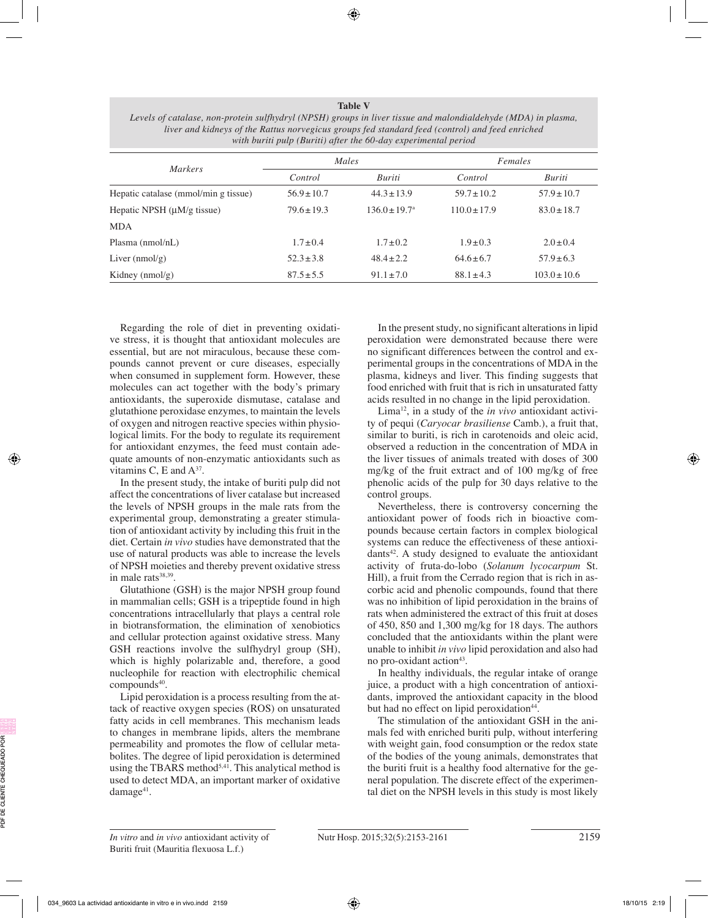**Table V**

*Levels of catalase, non-protein sulfhydryl (NPSH) groups in liver tissue and malondialdehyde (MDA) in plasma, liver and kidneys of the Rattus norvegicus groups fed standard feed (control) and feed enriched with buriti pulp (Buriti) after the 60-day experimental period*

| *Markers* | *Males* | | *Females* | |
|---|---|---|---|---|
| | *Control* | *Buriti* | *Control* | *Buriti* |
| Hepatic catalase (mmol/min g tissue) | 56.9 ± 10.7 | 44.3 ± 13.9 | 59.7 ± 10.2 | 57.9 ± 10.7 |
| Hepatic NPSH (μM/g tissue) | 79.6 ± 19.3 | 136.0 ± 19.7[a] | 110.0 ± 17.9 | 83.0 ± 18.7 |
| MDA | | | | |
| Plasma (nmol/nL) | 1.7 ± 0.4 | 1.7 ± 0.2 | 1.9 ± 0.3 | 2.0 ± 0.4 |
| Liver (nmol/g) | 52.3 ± 3.8 | 48.4 ± 2.2 | 64.6 ± 6.7 | 57.9 ± 6.3 |
| Kidney (nmol/g) | 87.5 ± 5.5 | 91.1 ± 7.0 | 88.1 ± 4.3 | 103.0 ± 10.6 |

Regarding the role of diet in preventing oxidative stress, it is thought that antioxidant molecules are essential, but are not miraculous, because these compounds cannot prevent or cure diseases, especially when consumed in supplement form. However, these molecules can act together with the body's primary antioxidants, the superoxide dismutase, catalase and glutathione peroxidase enzymes, to maintain the levels of oxygen and nitrogen reactive species within physiological limits. For the body to regulate its requirement for antioxidant enzymes, the feed must contain adequate amounts of non-enzymatic antioxidants such as vitamins C, E and A[37].

In the present study, the intake of buriti pulp did not affect the concentrations of liver catalase but increased the levels of NPSH groups in the male rats from the experimental group, demonstrating a greater stimulation of antioxidant activity by including this fruit in the diet. Certain *in vivo* studies have demonstrated that the use of natural products was able to increase the levels of NPSH moieties and thereby prevent oxidative stress in male rats[38,39].

Glutathione (GSH) is the major NPSH group found in mammalian cells; GSH is a tripeptide found in high concentrations intracellularly that plays a central role in biotransformation, the elimination of xenobiotics and cellular protection against oxidative stress. Many GSH reactions involve the sulfhydryl group (SH), which is highly polarizable and, therefore, a good nucleophile for reaction with electrophilic chemical compounds[40].

Lipid peroxidation is a process resulting from the attack of reactive oxygen species (ROS) on unsaturated fatty acids in cell membranes. This mechanism leads to changes in membrane lipids, alters the membrane permeability and promotes the flow of cellular metabolites. The degree of lipid peroxidation is determined using the TBARS method[5,41]. This analytical method is used to detect MDA, an important marker of oxidative damage[41].

In the present study, no significant alterations in lipid peroxidation were demonstrated because there were no significant differences between the control and experimental groups in the concentrations of MDA in the plasma, kidneys and liver. This finding suggests that food enriched with fruit that is rich in unsaturated fatty acids resulted in no change in the lipid peroxidation.

Lima[12], in a study of the *in vivo* antioxidant activity of pequi (*Caryocar brasiliense* Camb.), a fruit that, similar to buriti, is rich in carotenoids and oleic acid, observed a reduction in the concentration of MDA in the liver tissues of animals treated with doses of 300 mg/kg of the fruit extract and of 100 mg/kg of free phenolic acids of the pulp for 30 days relative to the control groups.

Nevertheless, there is controversy concerning the antioxidant power of foods rich in bioactive compounds because certain factors in complex biological systems can reduce the effectiveness of these antioxidants[42]. A study designed to evaluate the antioxidant activity of fruta-do-lobo (*Solanum lycocarpum* St. Hill), a fruit from the Cerrado region that is rich in ascorbic acid and phenolic compounds, found that there was no inhibition of lipid peroxidation in the brains of rats when administered the extract of this fruit at doses of 450, 850 and 1,300 mg/kg for 18 days. The authors concluded that the antioxidants within the plant were unable to inhibit *in vivo* lipid peroxidation and also had no pro-oxidant action[43].

In healthy individuals, the regular intake of orange juice, a product with a high concentration of antioxidants, improved the antioxidant capacity in the blood but had no effect on lipid peroxidation[44].

The stimulation of the antioxidant GSH in the animals fed with enriched buriti pulp, without interfering with weight gain, food consumption or the redox state of the bodies of the young animals, demonstrates that the buriti fruit is a healthy food alternative for the general population. The discrete effect of the experimental diet on the NPSH levels in this study is most likely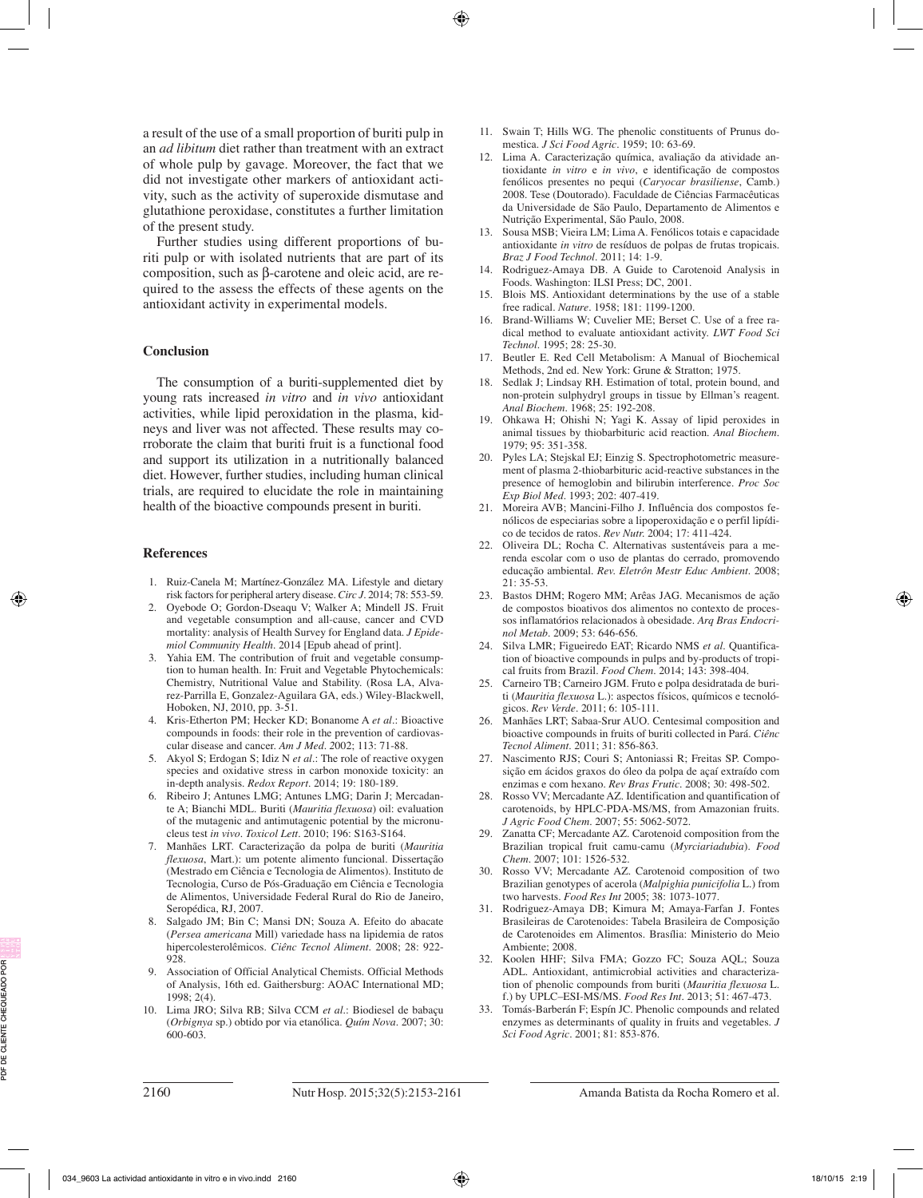a result of the use of a small proportion of buriti pulp in an *ad libitum* diet rather than treatment with an extract of whole pulp by gavage. Moreover, the fact that we did not investigate other markers of antioxidant activity, such as the activity of superoxide dismutase and glutathione peroxidase, constitutes a further limitation of the present study.

Further studies using different proportions of buriti pulp or with isolated nutrients that are part of its composition, such as β-carotene and oleic acid, are required to the assess the effects of these agents on the antioxidant activity in experimental models.

## Conclusion

The consumption of a buriti-supplemented diet by young rats increased *in vitro* and *in vivo* antioxidant activities, while lipid peroxidation in the plasma, kidneys and liver was not affected. These results may corroborate the claim that buriti fruit is a functional food and support its utilization in a nutritionally balanced diet. However, further studies, including human clinical trials, are required to elucidate the role in maintaining health of the bioactive compounds present in buriti.

## References

1. Ruiz-Canela M; Martínez-González MA. Lifestyle and dietary risk factors for peripheral artery disease. *Circ J*. 2014; 78: 553-59.
2. Oyebode O; Gordon-Dseaqu V; Walker A; Mindell JS. Fruit and vegetable consumption and all-cause, cancer and CVD mortality: analysis of Health Survey for England data. *J Epidemiol Community Health*. 2014 [Epub ahead of print].
3. Yahia EM. The contribution of fruit and vegetable consumption to human health. In: Fruit and Vegetable Phytochemicals: Chemistry, Nutritional Value and Stability. (Rosa LA, Alvarez-Parrilla E, Gonzalez-Aguilara GA, eds.) Wiley-Blackwell, Hoboken, NJ, 2010, pp. 3-51.
4. Kris-Etherton PM; Hecker KD; Bonanome A *et al*.: Bioactive compounds in foods: their role in the prevention of cardiovascular disease and cancer. *Am J Med*. 2002; 113: 71-88.
5. Akyol S; Erdogan S; Idiz N *et al*.: The role of reactive oxygen species and oxidative stress in carbon monoxide toxicity: an in-depth analysis. *Redox Report*. 2014; 19: 180-189.
6. Ribeiro J; Antunes LMG; Antunes LMG; Darin J; Mercadante A; Bianchi MDL. Buriti (*Mauritia flexuosa*) oil: evaluation of the mutagenic and antimutagenic potential by the micronucleus test *in vivo*. *Toxicol Lett*. 2010; 196: S163-S164.
7. Manhães LRT. Caracterização da polpa de buriti (*Mauritia flexuosa*, Mart.): um potente alimento funcional. Dissertação (Mestrado em Ciência e Tecnologia de Alimentos). Instituto de Tecnologia, Curso de Pós-Graduação em Ciência e Tecnologia de Alimentos, Universidade Federal Rural do Rio de Janeiro, Seropédica, RJ, 2007.
8. Salgado JM; Bin C; Mansi DN; Souza A. Efeito do abacate (*Persea americana* Mill) variedade hass na lipidemia de ratos hipercolesterolêmicos. *Ciênc Tecnol Aliment*. 2008; 28: 922-928.
9. Association of Official Analytical Chemists. Official Methods of Analysis, 16th ed. Gaithersburg: AOAC International MD; 1998; 2(4).
10. Lima JRO; Silva RB; Silva CCM *et al*.: Biodiesel de babaçu (*Orbignya* sp.) obtido por via etanólica. *Quím Nova*. 2007; 30: 600-603.
11. Swain T; Hills WG. The phenolic constituents of Prunus domestica. *J Sci Food Agric*. 1959; 10: 63-69.
12. Lima A. Caracterização química, avaliação da atividade antioxidante *in vitro* e *in vivo*, e identificação de compostos fenólicos presentes no pequi (*Caryocar brasiliense*, Camb.) 2008. Tese (Doutorado). Faculdade de Ciências Farmacêuticas da Universidade de São Paulo, Departamento de Alimentos e Nutrição Experimental, São Paulo, 2008.
13. Sousa MSB; Vieira LM; Lima A. Fenólicos totais e capacidade antioxidante *in vitro* de resíduos de polpas de frutas tropicais. *Braz J Food Technol*. 2011; 14: 1-9.
14. Rodriguez-Amaya DB. A Guide to Carotenoid Analysis in Foods. Washington: ILSI Press; DC, 2001.
15. Blois MS. Antioxidant determinations by the use of a stable free radical. *Nature*. 1958; 181: 1199-1200.
16. Brand-Williams W; Cuvelier ME; Berset C. Use of a free radical method to evaluate antioxidant activity. *LWT Food Sci Technol*. 1995; 28: 25-30.
17. Beutler E. Red Cell Metabolism: A Manual of Biochemical Methods, 2nd ed. New York: Grune & Stratton; 1975.
18. Sedlak J; Lindsay RH. Estimation of total, protein bound, and non-protein sulphydryl groups in tissue by Ellman's reagent. *Anal Biochem*. 1968; 25: 192-208.
19. Ohkawa H; Ohishi N; Yagi K. Assay of lipid peroxides in animal tissues by thiobarbituric acid reaction. *Anal Biochem*. 1979; 95: 351-358.
20. Pyles LA; Stejskal EJ; Einzig S. Spectrophotometric measurement of plasma 2-thiobarbituric acid-reactive substances in the presence of hemoglobin and bilirubin interference. *Proc Soc Exp Biol Med*. 1993; 202: 407-419.
21. Moreira AVB; Mancini-Filho J. Influência dos compostos fenólicos de especiarias sobre a lipoperoxidação e o perfil lipídico de tecidos de ratos. *Rev Nutr*. 2004; 17: 411-424.
22. Oliveira DL; Rocha C. Alternativas sustentáveis para a merenda escolar com o uso de plantas do cerrado, promovendo educação ambiental. *Rev. Eletrôn Mestr Educ Ambient*. 2008; 21: 35-53.
23. Bastos DHM; Rogero MM; Arêas JAG. Mecanismos de ação de compostos bioativos dos alimentos no contexto de processos inflamatórios relacionados à obesidade. *Arq Bras Endocrinol Metab*. 2009; 53: 646-656.
24. Silva LMR; Figueiredo EAT; Ricardo NMS *et al*. Quantification of bioactive compounds in pulps and by-products of tropical fruits from Brazil. *Food Chem*. 2014; 143: 398-404.
25. Carneiro TB; Carneiro JGM. Fruto e polpa desidratada de buriti (*Mauritia flexuosa* L.): aspectos físicos, químicos e tecnológicos. *Rev Verde*. 2011; 6: 105-111.
26. Manhães LRT; Sabaa-Srur AUO. Centesimal composition and bioactive compounds in fruits of buriti collected in Pará. *Ciênc Tecnol Aliment*. 2011; 31: 856-863.
27. Nascimento RJS; Couri S; Antoniassi R; Freitas SP. Composição em ácidos graxos do óleo da polpa de açaí extraído com enzimas e com hexano. *Rev Bras Frutic*. 2008; 30: 498-502.
28. Rosso VV; Mercadante AZ. Identification and quantification of carotenoids, by HPLC-PDA-MS/MS, from Amazonian fruits. *J Agric Food Chem*. 2007; 55: 5062-5072.
29. Zanatta CF; Mercadante AZ. Carotenoid composition from the Brazilian tropical fruit camu-camu (*Myrciariadubia*). *Food Chem*. 2007; 101: 1526-532.
30. Rosso VV; Mercadante AZ. Carotenoid composition of two Brazilian genotypes of acerola (*Malpighia punicifolia* L.) from two harvests. *Food Res Int* 2005; 38: 1073-1077.
31. Rodriguez-Amaya DB; Kimura M; Amaya-Farfan J. Fontes Brasileiras de Carotenoides: Tabela Brasileira de Composição de Carotenoides em Alimentos. Brasília: Ministerio do Meio Ambiente; 2008.
32. Koolen HHF; Silva FMA; Gozzo FC; Souza AQL; Souza ADL. Antioxidant, antimicrobial activities and characterization of phenolic compounds from buriti (*Mauritia flexuosa* L. f.) by UPLC–ESI-MS/MS. *Food Res Int*. 2013; 51: 467-473.
33. Tomás-Barberán F; Espín JC. Phenolic compounds and related enzymes as determinants of quality in fruits and vegetables. *J Sci Food Agric*. 2001; 81: 853-876.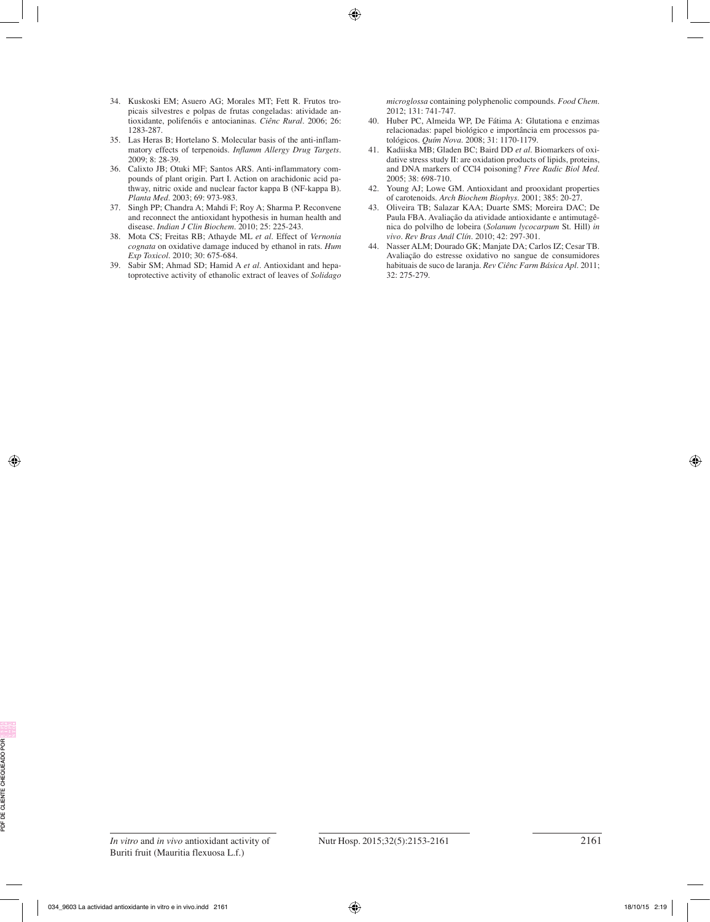34. Kuskoski EM; Asuero AG; Morales MT; Fett R. Frutos tropicais silvestres e polpas de frutas congeladas: atividade antioxidante, polifenóis e antocianinas. *Ciênc Rural*. 2006; 26: 1283-287.
35. Las Heras B; Hortelano S. Molecular basis of the anti-inflammatory effects of terpenoids. *Inflamm Allergy Drug Targets*. 2009; 8: 28-39.
36. Calixto JB; Otuki MF; Santos ARS. Anti-inflammatory compounds of plant origin. Part I. Action on arachidonic acid pathway, nitric oxide and nuclear factor kappa B (NF-kappa B). *Planta Med*. 2003; 69: 973-983.
37. Singh PP; Chandra A; Mahdi F; Roy A; Sharma P. Reconvene and reconnect the antioxidant hypothesis in human health and disease. *Indian J Clin Biochem*. 2010; 25: 225-243.
38. Mota CS; Freitas RB; Athayde ML *et al*. Effect of *Vernonia cognata* on oxidative damage induced by ethanol in rats. *Hum Exp Toxicol*. 2010; 30: 675-684.
39. Sabir SM; Ahmad SD; Hamid A *et al*. Antioxidant and hepatoprotective activity of ethanolic extract of leaves of *Solidago microglossa* containing polyphenolic compounds. *Food Chem*. 2012; 131: 741-747.
40. Huber PC, Almeida WP, De Fátima A: Glutationa e enzimas relacionadas: papel biológico e importância em processos patológicos. *Quím Nova*. 2008; 31: 1170-1179.
41. Kadiiska MB; Gladen BC; Baird DD *et al*. Biomarkers of oxidative stress study II: are oxidation products of lipids, proteins, and DNA markers of CCl4 poisoning? *Free Radic Biol Med*. 2005; 38: 698-710.
42. Young AJ; Lowe GM. Antioxidant and prooxidant properties of carotenoids. *Arch Biochem Biophys*. 2001; 385: 20-27.
43. Oliveira TB; Salazar KAA; Duarte SMS; Moreira DAC; De Paula FBA. Avaliação da atividade antioxidante e antimutagênica do polvilho de lobeira (*Solanum lycocarpum* St. Hill) *in vivo*. *Rev Bras Anál Clín*. 2010; 42: 297-301.
44. Nasser ALM; Dourado GK; Manjate DA; Carlos IZ; Cesar TB. Avaliação do estresse oxidativo no sangue de consumidores habituais de suco de laranja. *Rev Ciênc Farm Básica Apl*. 2011; 32: 275-279.